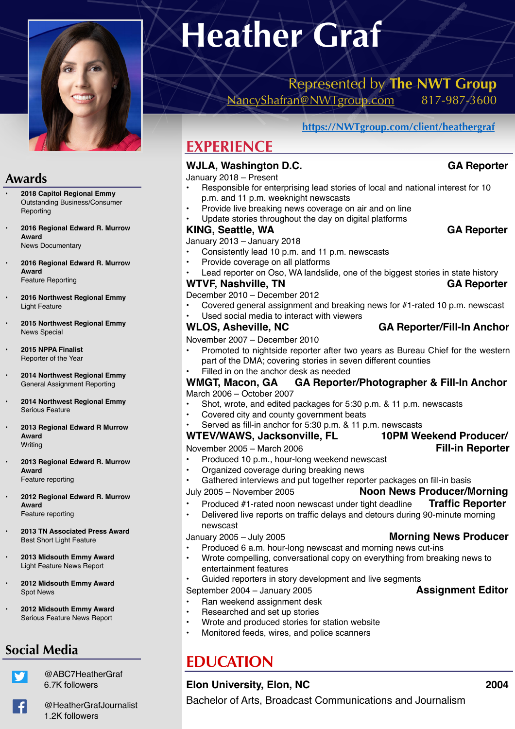# Heather Graf

Represented by **The NWT Group**

NancyShafran@NWTgroup.com 817-987-3600

https://NWTgroup.com/client/heathergraf

## EXPERIENCE

**WJLA, Washington D.C.** — **GA Reporter**

January 2018 – Present

- Responsible for enterprising lead stories of local and national interest for 10 p.m. and 11 p.m. weeknight newscasts
- Provide live breaking news coverage on air and on line
- Update stories throughout the day on digital platforms

**KING, Seattle, WA** — **GA Reporter**

January 2013 – January 2018

- Consistently lead 10 p.m. and 11 p.m. newscasts
- Provide coverage on all platforms
- Lead reporter on Oso, WA landslide, one of the biggest stories in state history

**WTVF, Nashville, TN** — **GA Reporter**

December 2010 – December 2012

- Covered general assignment and breaking news for #1-rated 10 p.m. newscast
- Used social media to interact with viewers

**WLOS, Asheville, NC** — **GA Reporter/Fill-In Anchor**

November 2007 – December 2010

- Promoted to nightside reporter after two years as Bureau Chief for the western part of the DMA; covering stories in seven different counties
- Filled in on the anchor desk as needed

**WMGT, Macon, GA** — **GA Reporter/Photographer & Fill-In Anchor**

March 2006 – October 2007

- Shot, wrote, and edited packages for 5:30 p.m. & 11 p.m. newscasts
- Covered city and county government beats
- Served as fill-in anchor for 5:30 p.m. & 11 p.m. newscasts

**WTEV/WAWS, Jacksonville, FL** — **10PM Weekend Producer/ Fill-in Reporter**

November 2005 – March 2006

- Produced 10 p.m., hour-long weekend newscast
- Organized coverage during breaking news
- Gathered interviews and put together reporter packages on fill-in basis

July 2005 – November 2005 — **Noon News Producer/Morning Traffic Reporter**

- Produced #1-rated noon newscast under tight deadline
- Delivered live reports on traffic delays and detours during 90-minute morning newscast

January 2005 – July 2005 — **Morning News Producer**

- Produced 6 a.m. hour-long newscast and morning news cut-ins
- Wrote compelling, conversational copy on everything from breaking news to entertainment features
- Guided reporters in story development and live segments

September 2004 – January 2005 — **Assignment Editor**

- Ran weekend assignment desk
- Researched and set up stories
- Wrote and produced stories for station website
- Monitored feeds, wires, and police scanners

## EDUCATION

**Elon University, Elon, NC** — **2004**

Bachelor of Arts, Broadcast Communications and Journalism

## Awards

- **2018 Capitol Regional Emmy**
  Outstanding Business/Consumer Reporting
- **2016 Regional Edward R. Murrow Award**
  News Documentary
- **2016 Regional Edward R. Murrow Award**
  Feature Reporting
- **2016 Northwest Regional Emmy**
  Light Feature
- **2015 Northwest Regional Emmy**
  News Special
- **2015 NPPA Finalist**
  Reporter of the Year
- **2014 Northwest Regional Emmy**
  General Assignment Reporting
- **2014 Northwest Regional Emmy**
  Serious Feature
- **2013 Regional Edward R Murrow Award**
  Writing
- **2013 Regional Edward R. Murrow Award**
  Feature reporting
- **2012 Regional Edward R. Murrow Award**
  Feature reporting
- **2013 TN Associated Press Award**
  Best Short Light Feature
- **2013 Midsouth Emmy Award**
  Light Feature News Report
- **2012 Midsouth Emmy Award**
  Spot News
- **2012 Midsouth Emmy Award**
  Serious Feature News Report

## Social Media

@ABC7HeatherGraf
6.7K followers

@HeatherGrafJournalist
1.2K followers